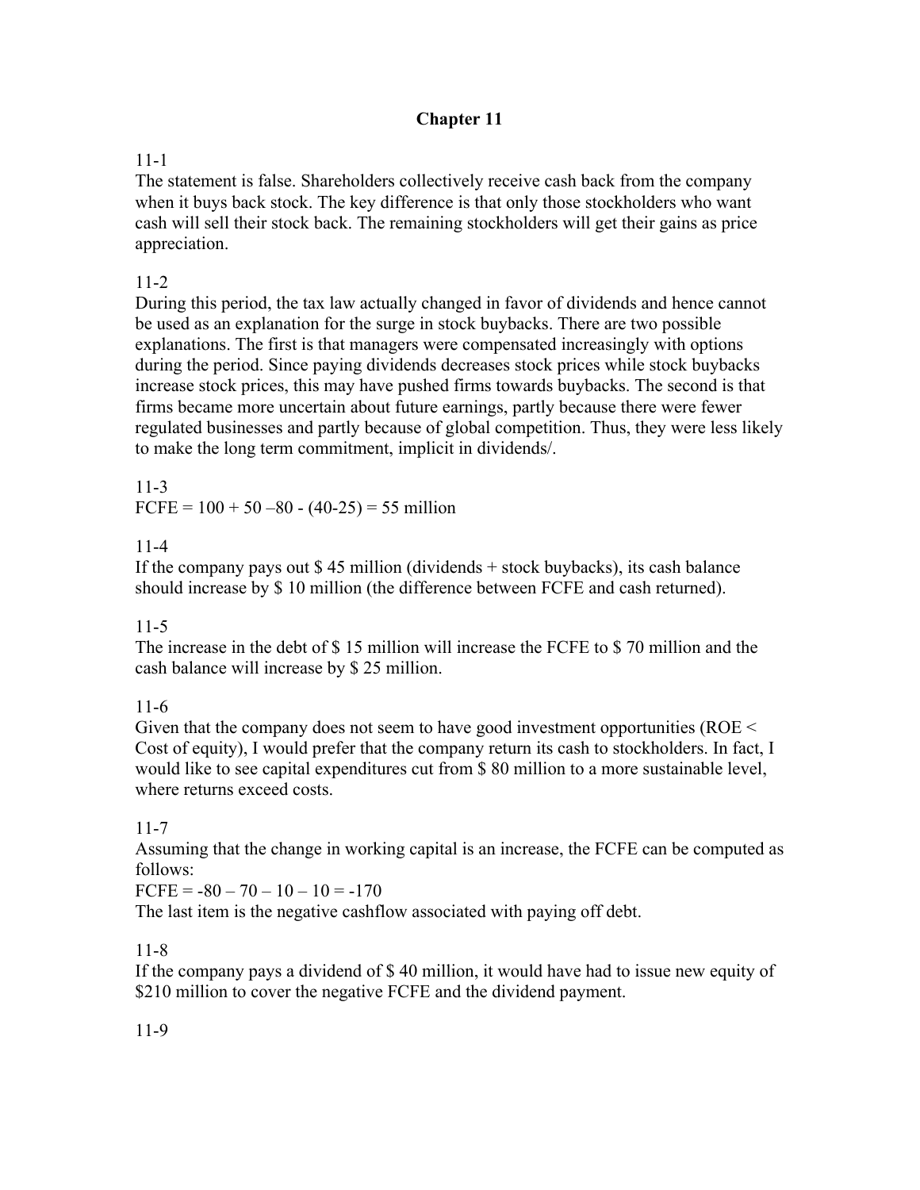# Chapter 11

11-1

The statement is false. Shareholders collectively receive cash back from the company when it buys back stock. The key difference is that only those stockholders who want cash will sell their stock back. The remaining stockholders will get their gains as price appreciation.

11-2

During this period, the tax law actually changed in favor of dividends and hence cannot be used as an explanation for the surge in stock buybacks. There are two possible explanations. The first is that managers were compensated increasingly with options during the period. Since paying dividends decreases stock prices while stock buybacks increase stock prices, this may have pushed firms towards buybacks. The second is that firms became more uncertain about future earnings, partly because there were fewer regulated businesses and partly because of global competition. Thus, they were less likely to make the long term commitment, implicit in dividends/.

11-3

FCFE = 100 + 50 –80 - (40-25) = 55 million

11-4

If the company pays out $ 45 million (dividends + stock buybacks), its cash balance should increase by $ 10 million (the difference between FCFE and cash returned).

11-5

The increase in the debt of $ 15 million will increase the FCFE to $ 70 million and the cash balance will increase by $ 25 million.

11-6

Given that the company does not seem to have good investment opportunities (ROE < Cost of equity), I would prefer that the company return its cash to stockholders. In fact, I would like to see capital expenditures cut from $ 80 million to a more sustainable level, where returns exceed costs.

11-7

Assuming that the change in working capital is an increase, the FCFE can be computed as follows:

FCFE = -80 – 70 – 10 – 10 = -170

The last item is the negative cashflow associated with paying off debt.

11-8

If the company pays a dividend of $ 40 million, it would have had to issue new equity of $210 million to cover the negative FCFE and the dividend payment.

11-9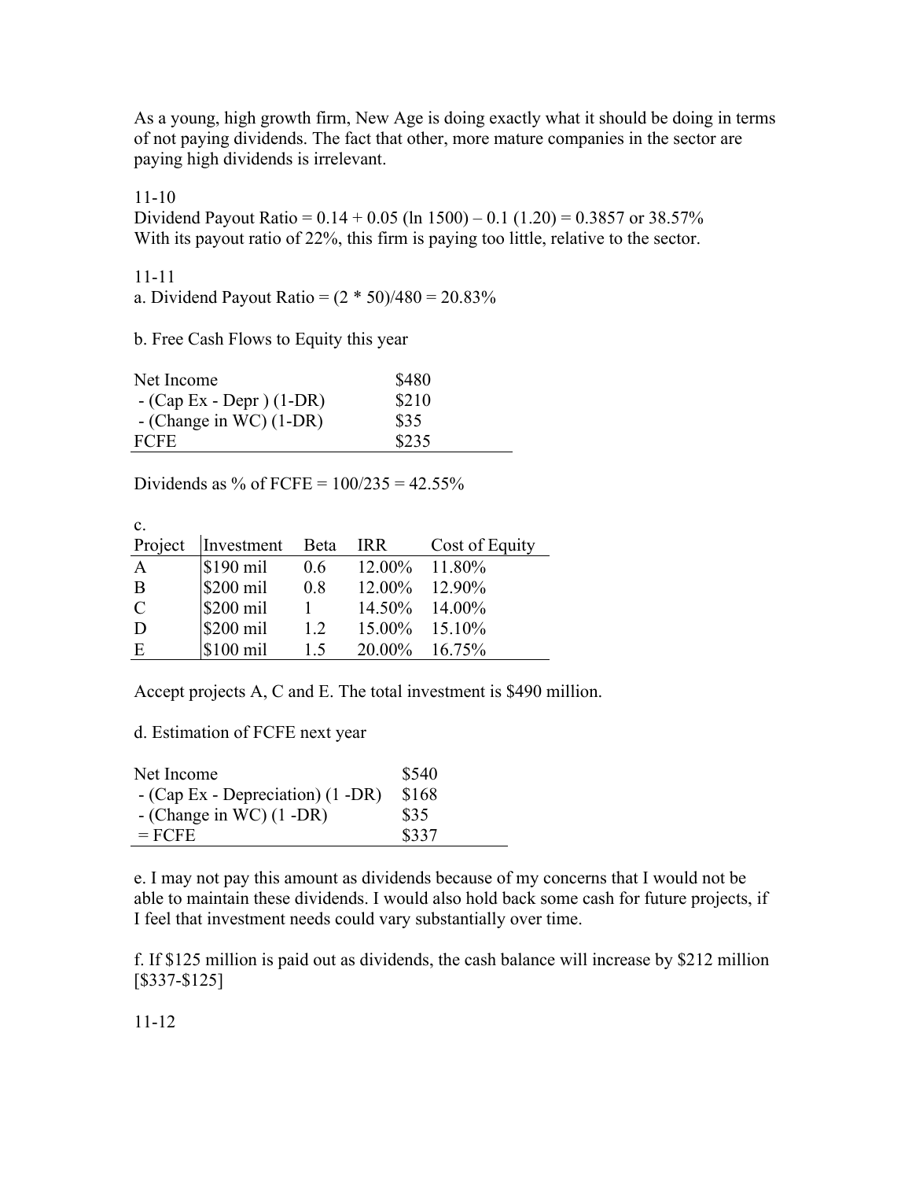As a young, high growth firm, New Age is doing exactly what it should be doing in terms of not paying dividends. The fact that other, more mature companies in the sector are paying high dividends is irrelevant.

11-10

Dividend Payout Ratio = 0.14 + 0.05 (ln 1500) – 0.1 (1.20) = 0.3857 or 38.57%

With its payout ratio of 22%, this firm is paying too little, relative to the sector.

11-11

a. Dividend Payout Ratio = (2 * 50)/480 = 20.83%

b. Free Cash Flows to Equity this year

| | |
|---|---|
| Net Income | $480 |
| - (Cap Ex - Depr ) (1-DR) | $210 |
| - (Change in WC) (1-DR) | $35 |
| FCFE | $235 |

Dividends as % of FCFE = 100/235 = 42.55%

c.

| Project | Investment | Beta | IRR | Cost of Equity |
|---|---|---|---|---|
| A | $190 mil | 0.6 | 12.00% | 11.80% |
| B | $200 mil | 0.8 | 12.00% | 12.90% |
| C | $200 mil | 1 | 14.50% | 14.00% |
| D | $200 mil | 1.2 | 15.00% | 15.10% |
| E | $100 mil | 1.5 | 20.00% | 16.75% |

Accept projects A, C and E. The total investment is $490 million.

d. Estimation of FCFE next year

| | |
|---|---|
| Net Income | $540 |
| - (Cap Ex - Depreciation) (1 -DR) | $168 |
| - (Change in WC) (1 -DR) | $35 |
| = FCFE | $337 |

e. I may not pay this amount as dividends because of my concerns that I would not be able to maintain these dividends. I would also hold back some cash for future projects, if I feel that investment needs could vary substantially over time.

f. If $125 million is paid out as dividends, the cash balance will increase by $212 million [$337-$125]

11-12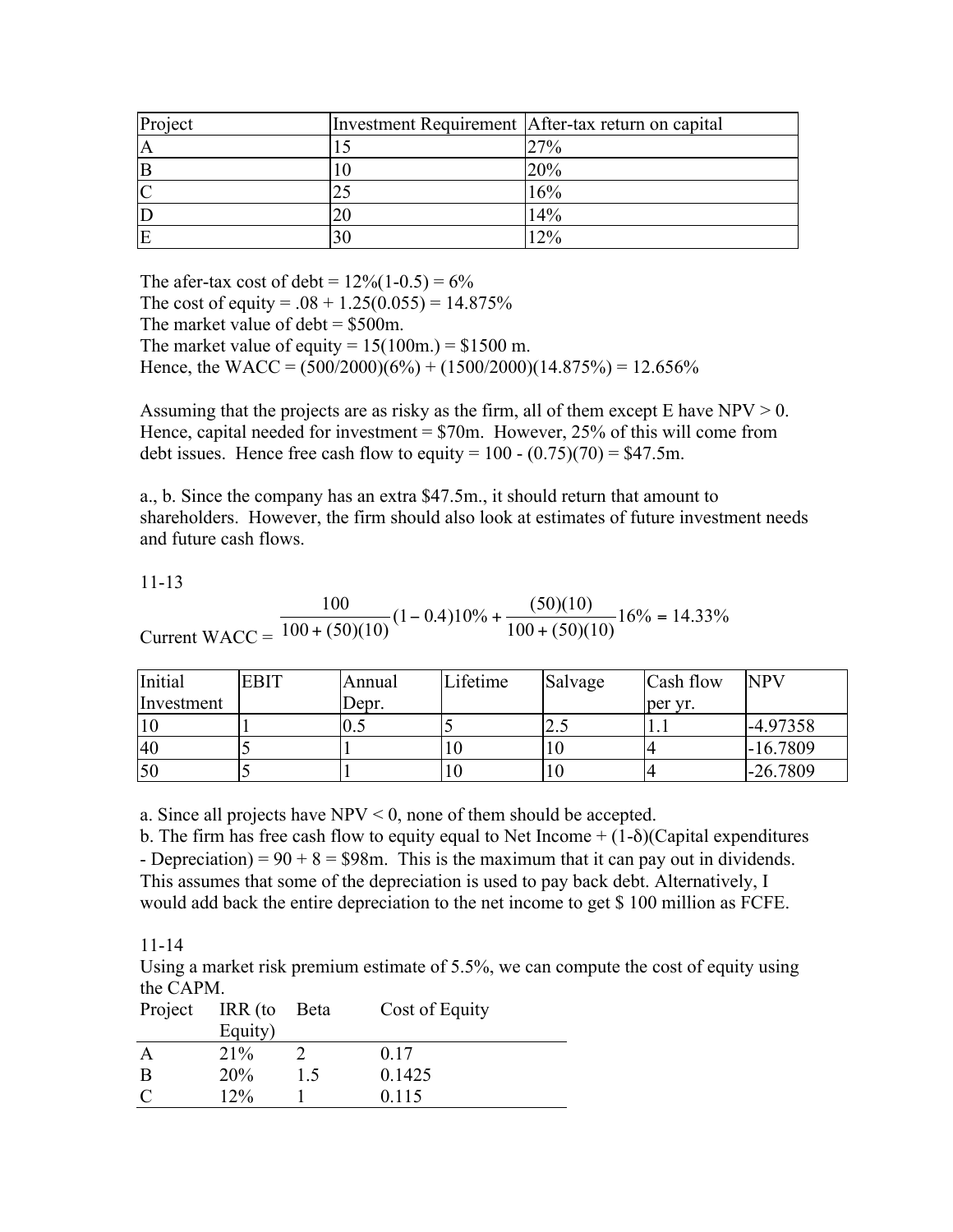| Project | Investment Requirement | After-tax return on capital |
|---|---|---|
| A | 15 | 27% |
| B | 10 | 20% |
| C | 25 | 16% |
| D | 20 | 14% |
| E | 30 | 12% |

The afer-tax cost of debt = 12%(1-0.5) = 6%
The cost of equity = .08 + 1.25(0.055) = 14.875%
The market value of debt = $500m.
The market value of equity = 15(100m.) = $1500 m.
Hence, the WACC = (500/2000)(6%) + (1500/2000)(14.875%) = 12.656%

Assuming that the projects are as risky as the firm, all of them except E have NPV > 0. Hence, capital needed for investment = $70m. However, 25% of this will come from debt issues. Hence free cash flow to equity = 100 - (0.75)(70) = $47.5m.

a., b. Since the company has an extra $47.5m., it should return that amount to shareholders. However, the firm should also look at estimates of future investment needs and future cash flows.

11-13

Current WACC = $\frac{100}{100+(50)(10)}(1-0.4)10\% + \frac{(50)(10)}{100+(50)(10)}16\% = 14.33\%$

| Initial Investment | EBIT | Annual Depr. | Lifetime | Salvage | Cash flow per yr. | NPV |
|---|---|---|---|---|---|---|
| 10 | 1 | 0.5 | 5 | 2.5 | 1.1 | -4.97358 |
| 40 | 5 | 1 | 10 | 10 | 4 | -16.7809 |
| 50 | 5 | 1 | 10 | 10 | 4 | -26.7809 |

a. Since all projects have NPV < 0, none of them should be accepted.
b. The firm has free cash flow to equity equal to Net Income + (1-$\delta$)(Capital expenditures - Depreciation) = 90 + 8 = $98m. This is the maximum that it can pay out in dividends. This assumes that some of the depreciation is used to pay back debt. Alternatively, I would add back the entire depreciation to the net income to get $ 100 million as FCFE.

11-14

Using a market risk premium estimate of 5.5%, we can compute the cost of equity using the CAPM.

| Project | IRR (to Equity) | Beta | Cost of Equity |
|---|---|---|---|
| A | 21% | 2 | 0.17 |
| B | 20% | 1.5 | 0.1425 |
| C | 12% | 1 | 0.115 |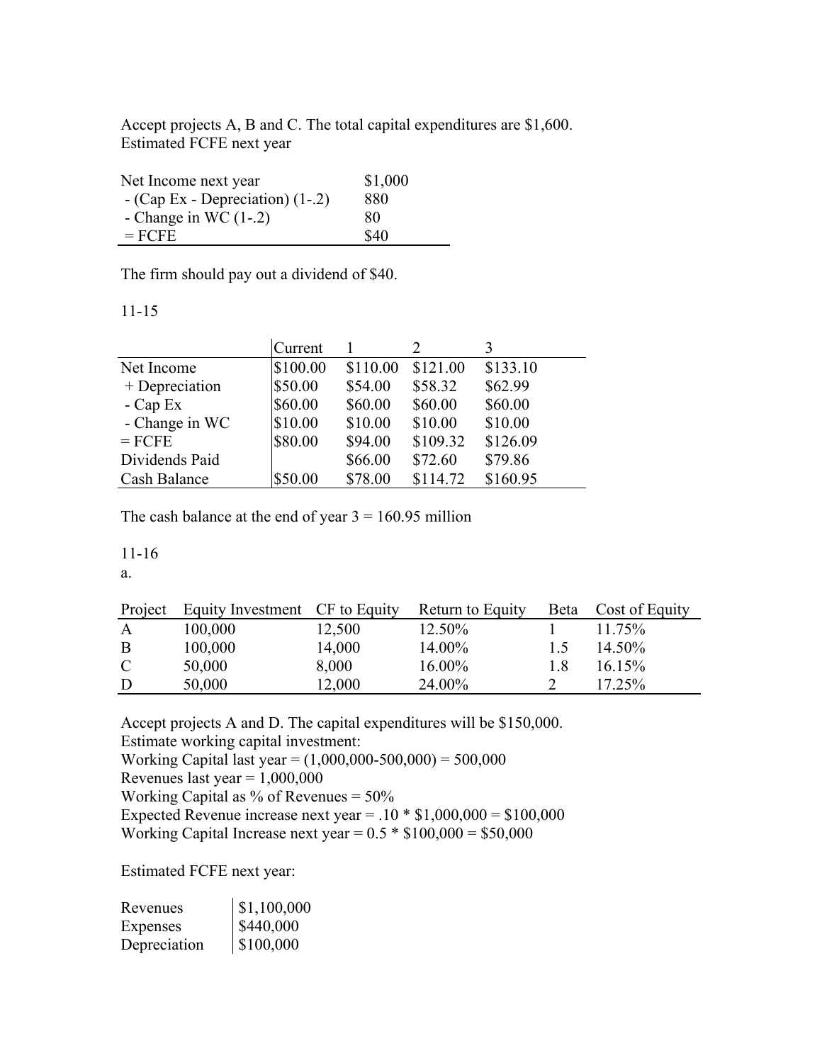Accept projects A, B and C. The total capital expenditures are $1,600.
Estimated FCFE next year

| | |
|---|---|
| Net Income next year | $1,000 |
| - (Cap Ex - Depreciation) (1-.2) | 880 |
| - Change in WC (1-.2) | 80 |
| = FCFE | $40 |

The firm should pay out a dividend of $40.

11-15

| | Current | 1 | 2 | 3 |
|---|---|---|---|---|
| Net Income | $100.00 | $110.00 | $121.00 | $133.10 |
| + Depreciation | $50.00 | $54.00 | $58.32 | $62.99 |
| - Cap Ex | $60.00 | $60.00 | $60.00 | $60.00 |
| - Change in WC | $10.00 | $10.00 | $10.00 | $10.00 |
| = FCFE | $80.00 | $94.00 | $109.32 | $126.09 |
| Dividends Paid | | $66.00 | $72.60 | $79.86 |
| Cash Balance | $50.00 | $78.00 | $114.72 | $160.95 |

The cash balance at the end of year 3 = 160.95 million

11-16

a.

| Project | Equity Investment | CF to Equity | Return to Equity | Beta | Cost of Equity |
|---|---|---|---|---|---|
| A | 100,000 | 12,500 | 12.50% | 1 | 11.75% |
| B | 100,000 | 14,000 | 14.00% | 1.5 | 14.50% |
| C | 50,000 | 8,000 | 16.00% | 1.8 | 16.15% |
| D | 50,000 | 12,000 | 24.00% | 2 | 17.25% |

Accept projects A and D. The capital expenditures will be $150,000.
Estimate working capital investment:
Working Capital last year = (1,000,000-500,000) = 500,000
Revenues last year = 1,000,000
Working Capital as % of Revenues = 50%
Expected Revenue increase next year = .10 * $1,000,000 = $100,000
Working Capital Increase next year = 0.5 * $100,000 = $50,000

Estimated FCFE next year:

| | |
|---|---|
| Revenues | $1,100,000 |
| Expenses | $440,000 |
| Depreciation | $100,000 |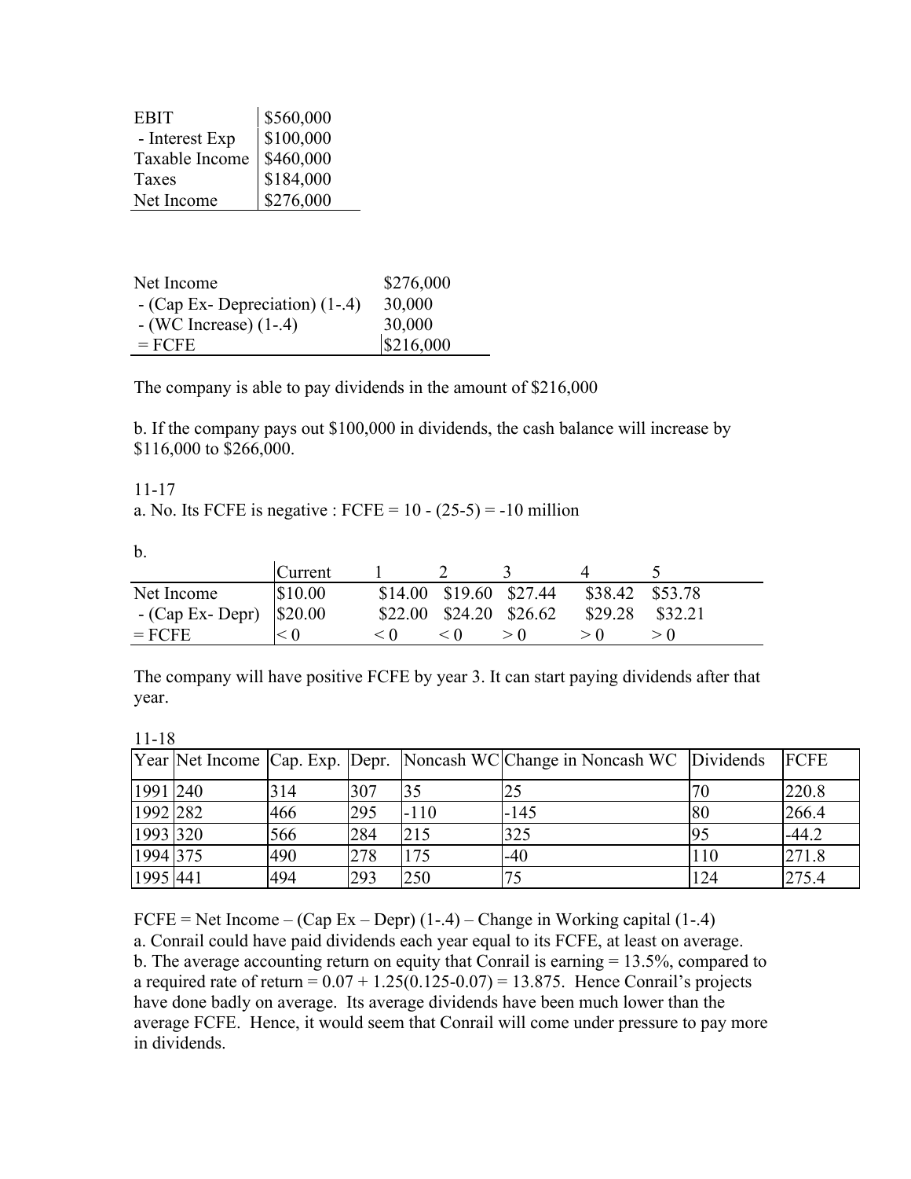| EBIT | $560,000 |
|---|---|
| - Interest Exp | $100,000 |
| Taxable Income | $460,000 |
| Taxes | $184,000 |
| Net Income | $276,000 |

| Net Income | $276,000 |
|---|---|
| - (Cap Ex- Depreciation) (1-.4) | 30,000 |
| - (WC Increase) (1-.4) | 30,000 |
| = FCFE | $216,000 |

The company is able to pay dividends in the amount of $216,000

b. If the company pays out $100,000 in dividends, the cash balance will increase by $116,000 to $266,000.

11-17

a. No. Its FCFE is negative : FCFE = 10 - (25-5) = -10 million

b.

| | Current | 1 | 2 | 3 | 4 | 5 |
|---|---|---|---|---|---|---|
| Net Income | $10.00 | $14.00 | $19.60 | $27.44 | $38.42 | $53.78 |
| - (Cap Ex- Depr) | $20.00 | $22.00 | $24.20 | $26.62 | $29.28 | $32.21 |
| = FCFE | < 0 | < 0 | < 0 | > 0 | > 0 | > 0 |

The company will have positive FCFE by year 3. It can start paying dividends after that year.

11-18

| Year | Net Income | Cap. Exp. | Depr. | Noncash WC | Change in Noncash WC | Dividends | FCFE |
|---|---|---|---|---|---|---|---|
| 1991 | 240 | 314 | 307 | 35 | 25 | 70 | 220.8 |
| 1992 | 282 | 466 | 295 | -110 | -145 | 80 | 266.4 |
| 1993 | 320 | 566 | 284 | 215 | 325 | 95 | -44.2 |
| 1994 | 375 | 490 | 278 | 175 | -40 | 110 | 271.8 |
| 1995 | 441 | 494 | 293 | 250 | 75 | 124 | 275.4 |

FCFE = Net Income – (Cap Ex – Depr) (1-.4) – Change in Working capital (1-.4)

a. Conrail could have paid dividends each year equal to its FCFE, at least on average.

b. The average accounting return on equity that Conrail is earning = 13.5%, compared to a required rate of return = 0.07 + 1.25(0.125-0.07) = 13.875. Hence Conrail's projects have done badly on average. Its average dividends have been much lower than the average FCFE. Hence, it would seem that Conrail will come under pressure to pay more in dividends.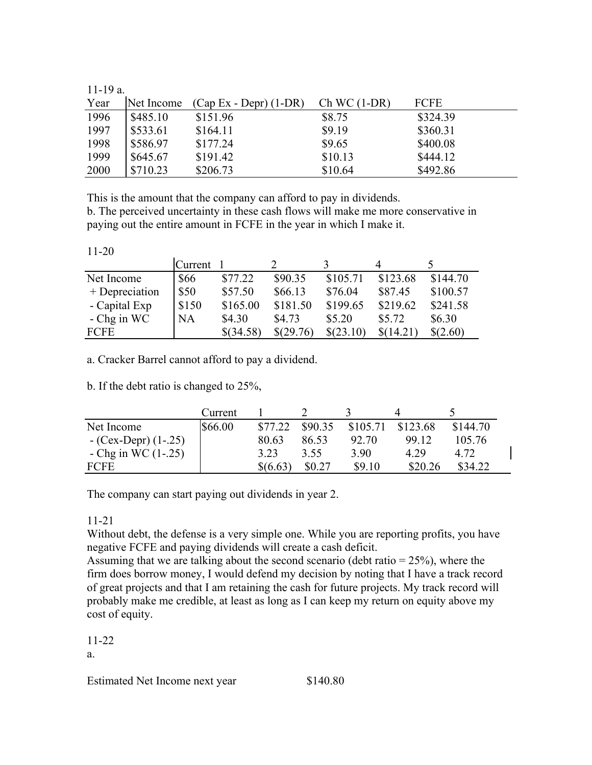11-19 a.

| Year | Net Income | (Cap Ex - Depr) (1-DR) | Ch WC (1-DR) | FCFE |
|---|---|---|---|---|
| 1996 | $485.10 | $151.96 | $8.75 | $324.39 |
| 1997 | $533.61 | $164.11 | $9.19 | $360.31 |
| 1998 | $586.97 | $177.24 | $9.65 | $400.08 |
| 1999 | $645.67 | $191.42 | $10.13 | $444.12 |
| 2000 | $710.23 | $206.73 | $10.64 | $492.86 |

This is the amount that the company can afford to pay in dividends.
b. The perceived uncertainty in these cash flows will make me more conservative in paying out the entire amount in FCFE in the year in which I make it.

11-20

| | Current | 1 | 2 | 3 | 4 | 5 |
|---|---|---|---|---|---|---|
| Net Income | $66 | $77.22 | $90.35 | $105.71 | $123.68 | $144.70 |
| + Depreciation | $50 | $57.50 | $66.13 | $76.04 | $87.45 | $100.57 |
| - Capital Exp | $150 | $165.00 | $181.50 | $199.65 | $219.62 | $241.58 |
| - Chg in WC | NA | $4.30 | $4.73 | $5.20 | $5.72 | $6.30 |
| FCFE | | $(34.58) | $(29.76) | $(23.10) | $(14.21) | $(2.60) |

a. Cracker Barrel cannot afford to pay a dividend.

b. If the debt ratio is changed to 25%,

| | Current | 1 | 2 | 3 | 4 | 5 |
|---|---|---|---|---|---|---|
| Net Income | $66.00 | $77.22 | $90.35 | $105.71 | $123.68 | $144.70 |
| - (Cex-Depr) (1-.25) | | 80.63 | 86.53 | 92.70 | 99.12 | 105.76 |
| - Chg in WC (1-.25) | | 3.23 | 3.55 | 3.90 | 4.29 | 4.72 |
| FCFE | | $(6.63) | $0.27 | $9.10 | $20.26 | $34.22 |

The company can start paying out dividends in year 2.

11-21

Without debt, the defense is a very simple one. While you are reporting profits, you have negative FCFE and paying dividends will create a cash deficit.
Assuming that we are talking about the second scenario (debt ratio = 25%), where the firm does borrow money, I would defend my decision by noting that I have a track record of great projects and that I am retaining the cash for future projects. My track record will probably make me credible, at least as long as I can keep my return on equity above my cost of equity.

11-22

a.

Estimated Net Income next year $140.80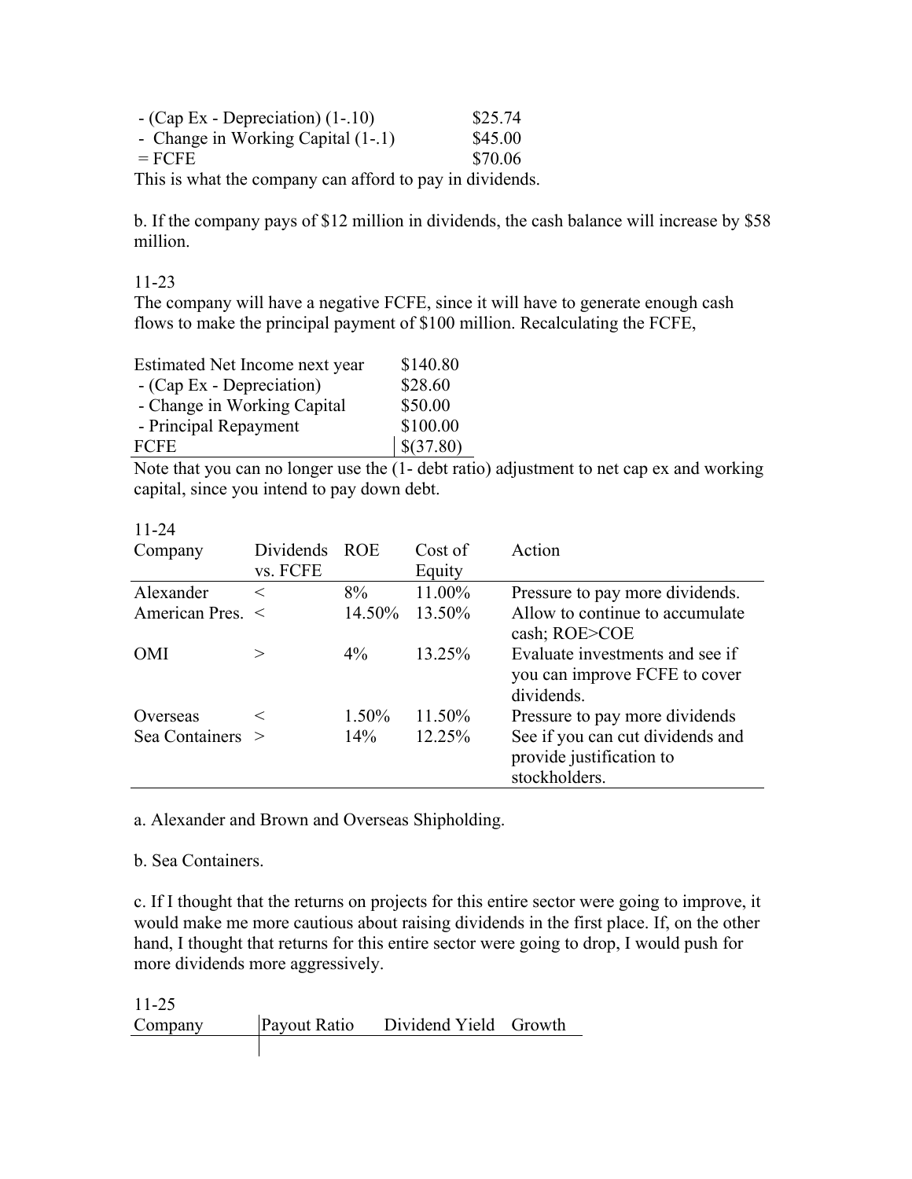| | |
|---|---|
| - (Cap Ex - Depreciation) (1-.10) | $25.74 |
| - Change in Working Capital (1-.1) | $45.00 |
| = FCFE | $70.06 |

This is what the company can afford to pay in dividends.

b. If the company pays of $12 million in dividends, the cash balance will increase by $58 million.

11-23

The company will have a negative FCFE, since it will have to generate enough cash flows to make the principal payment of $100 million. Recalculating the FCFE,

| | |
|---|---|
| Estimated Net Income next year | $140.80 |
| - (Cap Ex - Depreciation) | $28.60 |
| - Change in Working Capital | $50.00 |
| - Principal Repayment | $100.00 |
| FCFE | $(37.80) |

Note that you can no longer use the (1- debt ratio) adjustment to net cap ex and working capital, since you intend to pay down debt.

11-24

| Company | Dividends vs. FCFE | ROE | Cost of Equity | Action |
|---|---|---|---|---|
| Alexander | < | 8% | 11.00% | Pressure to pay more dividends. |
| American Pres. | < | 14.50% | 13.50% | Allow to continue to accumulate cash; ROE>COE |
| OMI | > | 4% | 13.25% | Evaluate investments and see if you can improve FCFE to cover dividends. |
| Overseas | < | 1.50% | 11.50% | Pressure to pay more dividends |
| Sea Containers | > | 14% | 12.25% | See if you can cut dividends and provide justification to stockholders. |

a. Alexander and Brown and Overseas Shipholding.

b. Sea Containers.

c. If I thought that the returns on projects for this entire sector were going to improve, it would make me more cautious about raising dividends in the first place. If, on the other hand, I thought that returns for this entire sector were going to drop, I would push for more dividends more aggressively.

11-25

| Company | Payout Ratio | Dividend Yield | Growth |
|---|---|---|---|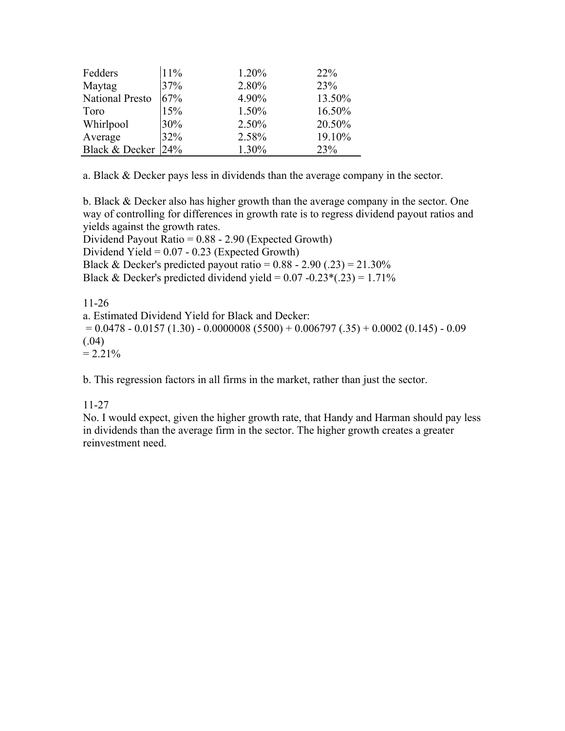| | | | |
|---|---|---|---|
| Fedders | 11% | 1.20% | 22% |
| Maytag | 37% | 2.80% | 23% |
| National Presto | 67% | 4.90% | 13.50% |
| Toro | 15% | 1.50% | 16.50% |
| Whirlpool | 30% | 2.50% | 20.50% |
| Average | 32% | 2.58% | 19.10% |
| Black & Decker | 24% | 1.30% | 23% |

a. Black & Decker pays less in dividends than the average company in the sector.

b. Black & Decker also has higher growth than the average company in the sector. One way of controlling for differences in growth rate is to regress dividend payout ratios and yields against the growth rates.
Dividend Payout Ratio = 0.88 - 2.90 (Expected Growth)
Dividend Yield = 0.07 - 0.23 (Expected Growth)
Black & Decker's predicted payout ratio = 0.88 - 2.90 (.23) = 21.30%
Black & Decker's predicted dividend yield = 0.07 -0.23*(.23) = 1.71%

11-26
a. Estimated Dividend Yield for Black and Decker:
= 0.0478 - 0.0157 (1.30) - 0.0000008 (5500) + 0.006797 (.35) + 0.0002 (0.145) - 0.09 (.04)
= 2.21%

b. This regression factors in all firms in the market, rather than just the sector.

11-27
No. I would expect, given the higher growth rate, that Handy and Harman should pay less in dividends than the average firm in the sector. The higher growth creates a greater reinvestment need.